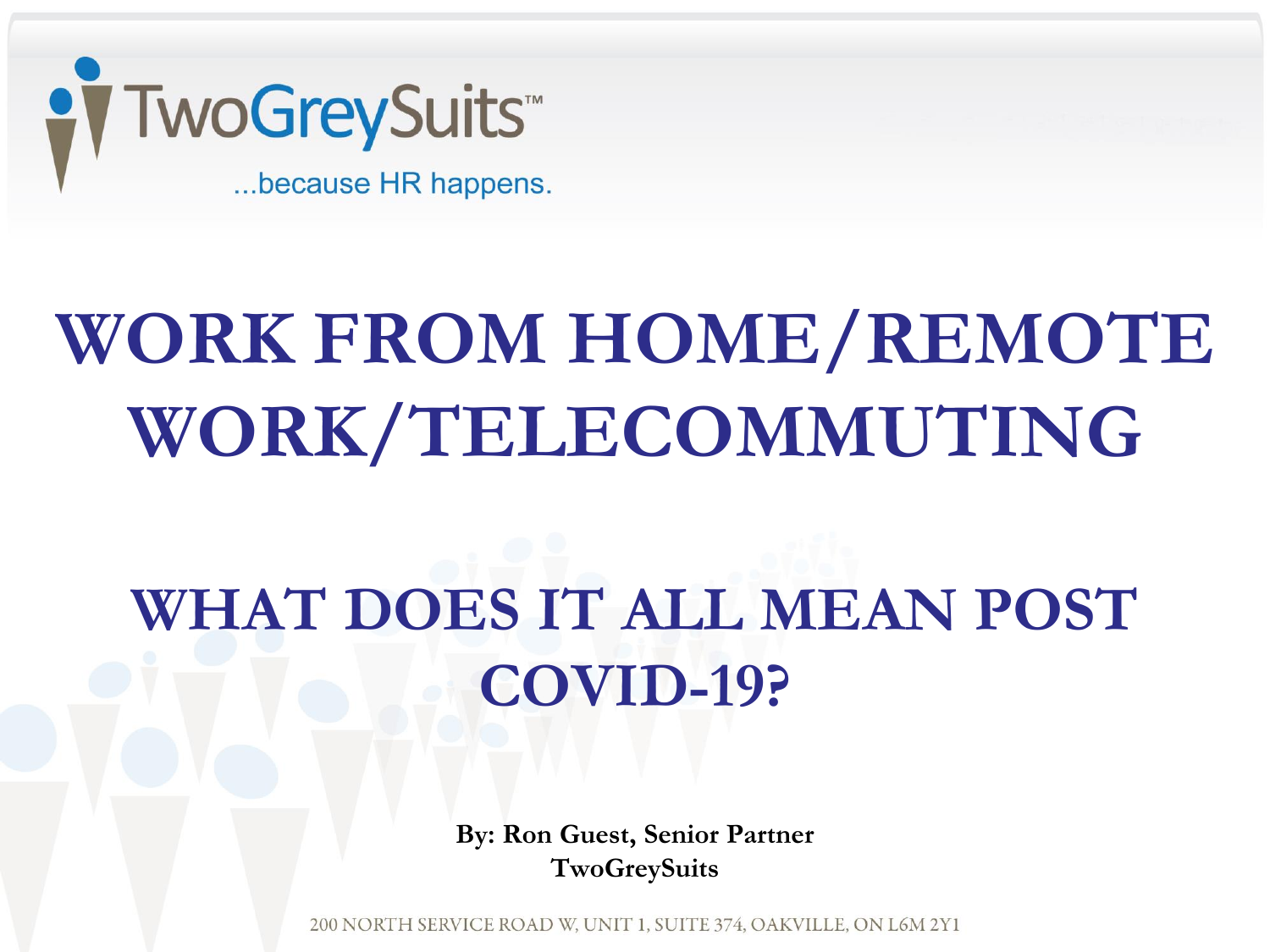TwoGreySuits™

...because HR happens.

# WORK FROM HOME/REMOTE WORK/TELECOMMUTING

## WHAT DOES IT ALL MEAN POST COVID-19?

**By: Ron Guest, Senior Partner**
**TwoGreySuits**

200 NORTH SERVICE ROAD W, UNIT 1, SUITE 374, OAKVILLE, ON L6M 2Y1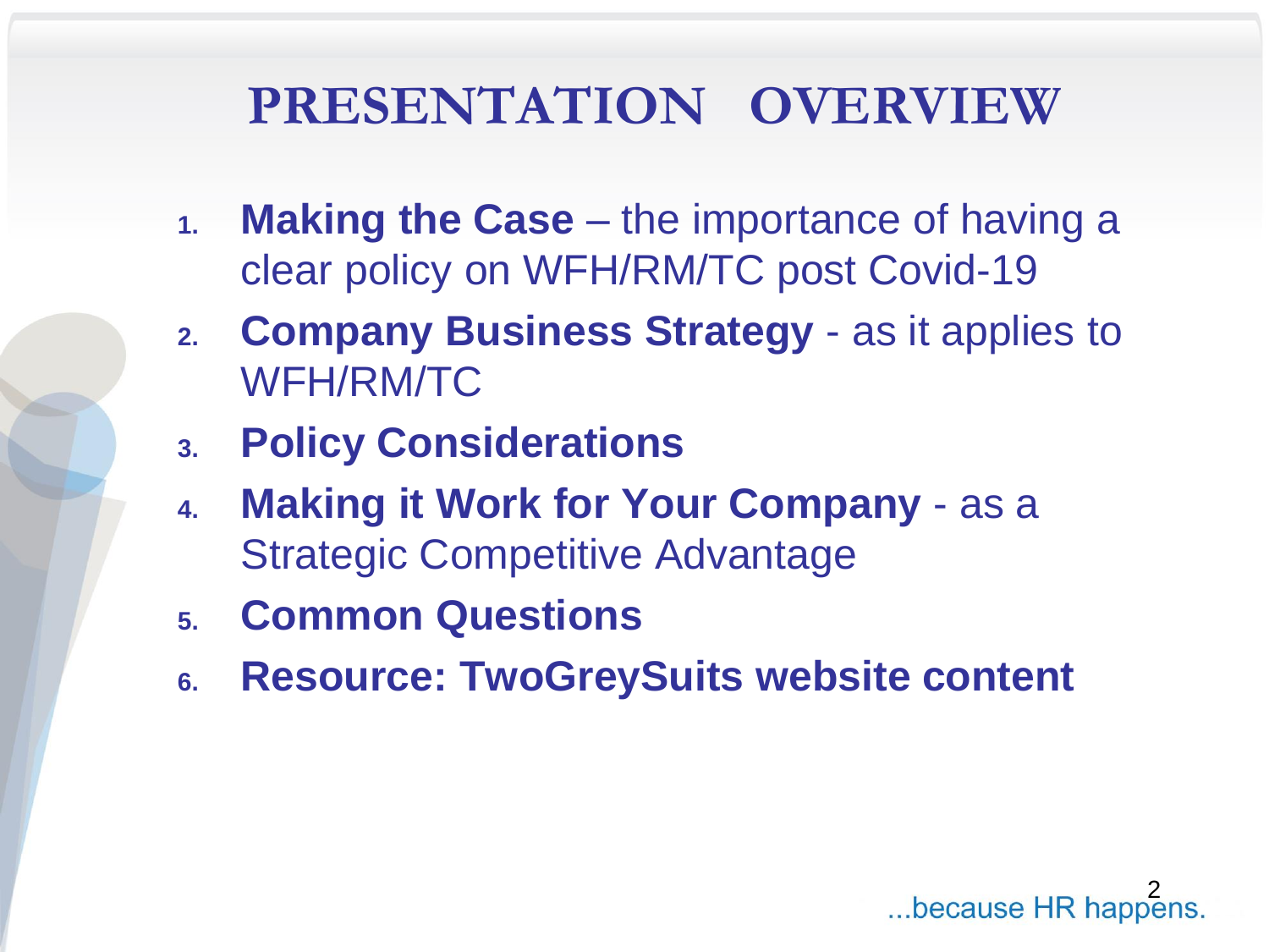# PRESENTATION OVERVIEW

1. **Making the Case** – the importance of having a clear policy on WFH/RM/TC post Covid-19
2. **Company Business Strategy** - as it applies to WFH/RM/TC
3. **Policy Considerations**
4. **Making it Work for Your Company** - as a Strategic Competitive Advantage
5. **Common Questions**
6. **Resource: TwoGreySuits website content**

...because HR happens.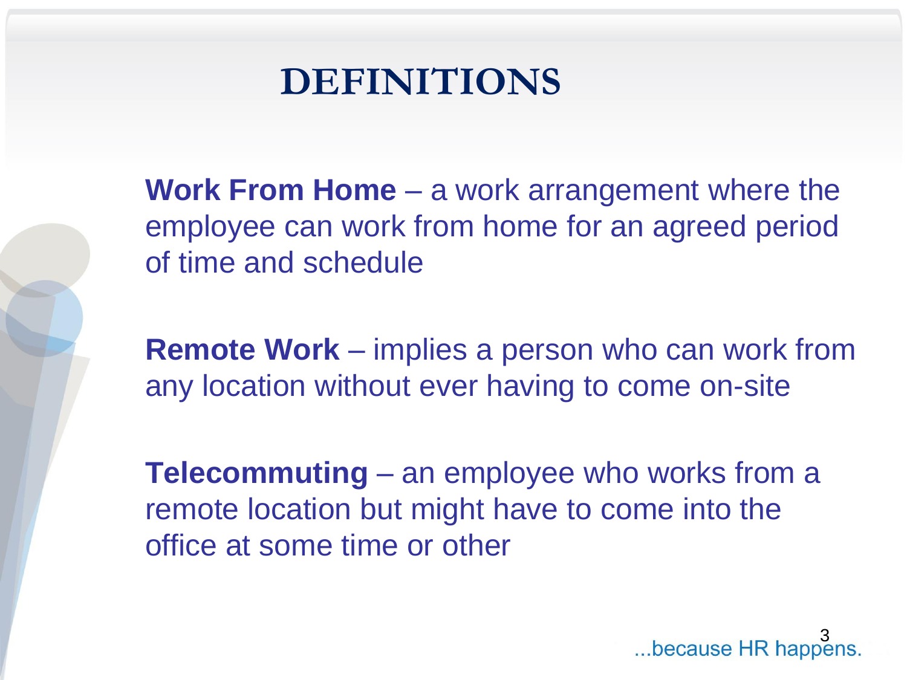# DEFINITIONS

**Work From Home** – a work arrangement where the employee can work from home for an agreed period of time and schedule

**Remote Work** – implies a person who can work from any location without ever having to come on-site

**Telecommuting** – an employee who works from a remote location but might have to come into the office at some time or other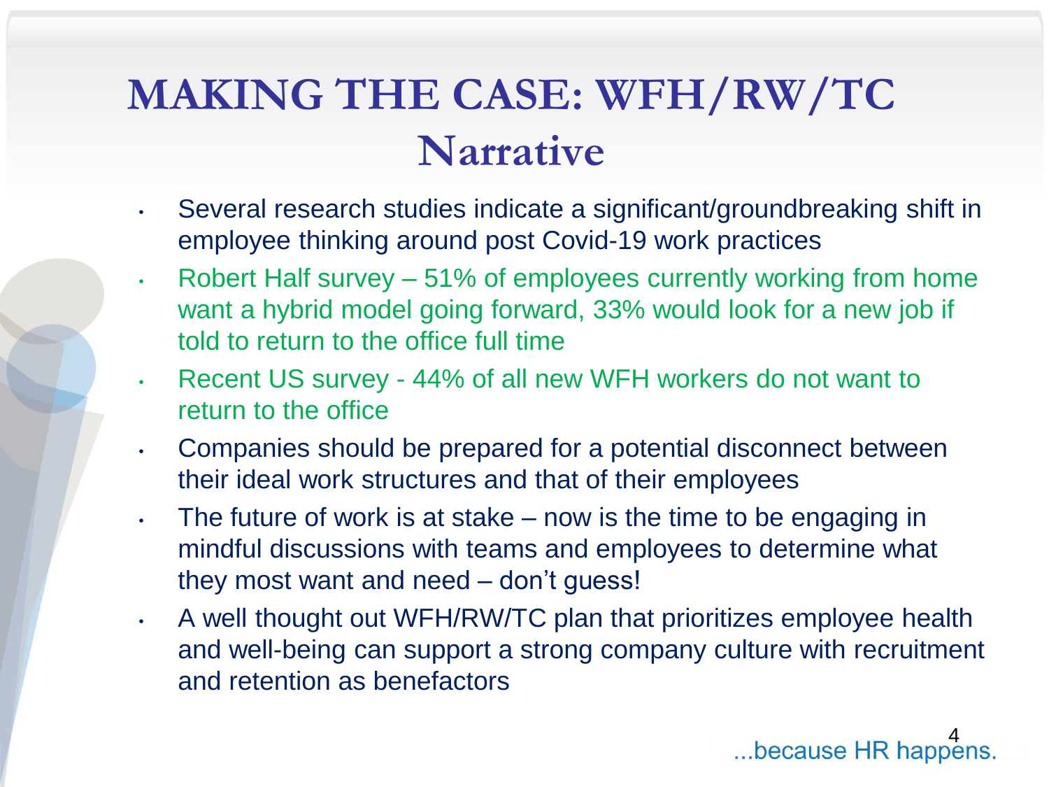# MAKING THE CASE: WFH/RW/TC
## Narrative

- Several research studies indicate a significant/groundbreaking shift in employee thinking around post Covid-19 work practices
- Robert Half survey – 51% of employees currently working from home want a hybrid model going forward, 33% would look for a new job if told to return to the office full time
- Recent US survey - 44% of all new WFH workers do not want to return to the office
- Companies should be prepared for a potential disconnect between their ideal work structures and that of their employees
- The future of work is at stake – now is the time to be engaging in mindful discussions with teams and employees to determine what they most want and need – don't guess!
- A well thought out WFH/RW/TC plan that prioritizes employee health and well-being can support a strong company culture with recruitment and retention as benefactors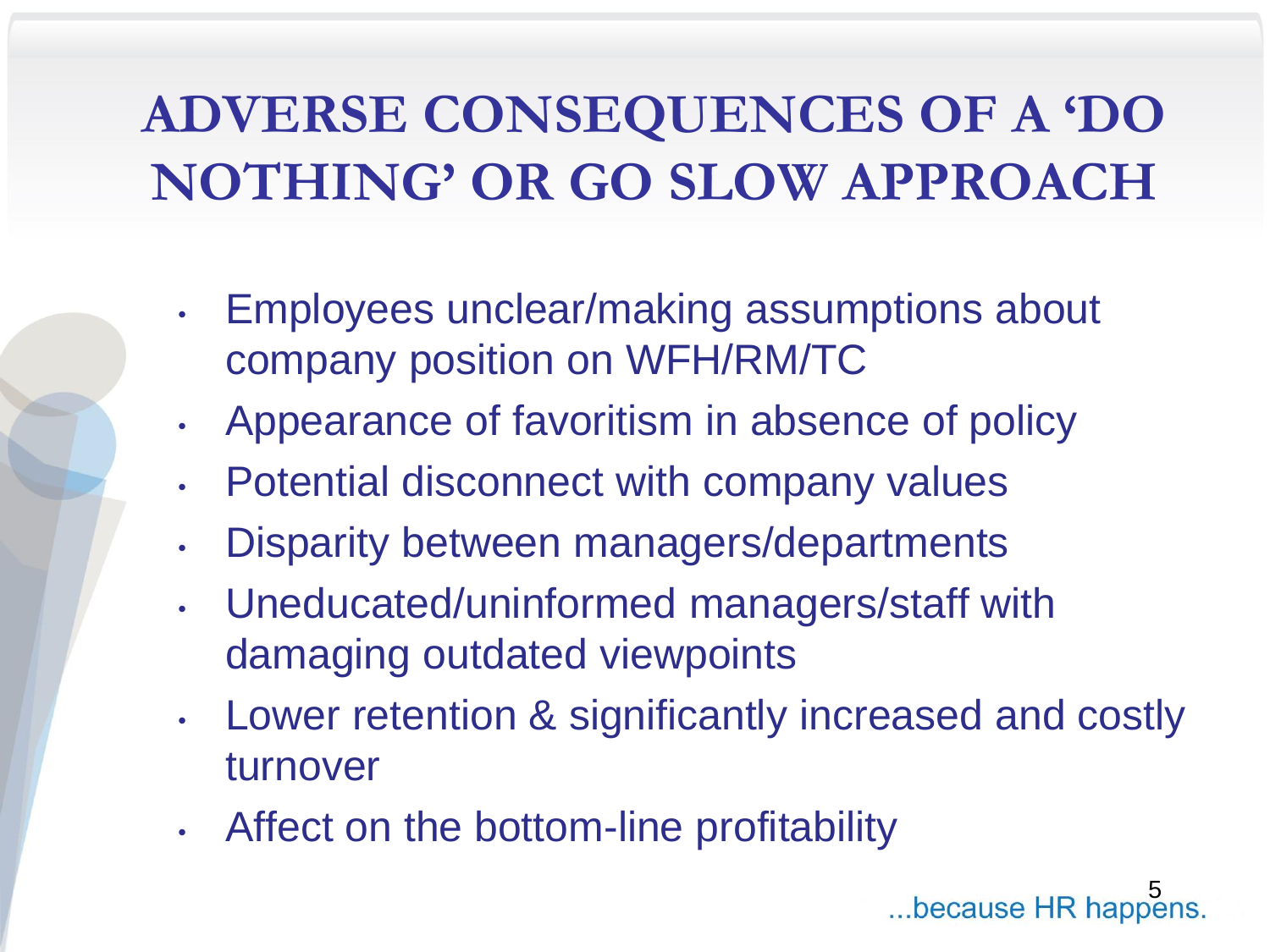# ADVERSE CONSEQUENCES OF A 'DO NOTHING' OR GO SLOW APPROACH

- Employees unclear/making assumptions about company position on WFH/RM/TC
- Appearance of favoritism in absence of policy
- Potential disconnect with company values
- Disparity between managers/departments
- Uneducated/uninformed managers/staff with damaging outdated viewpoints
- Lower retention & significantly increased and costly turnover
- Affect on the bottom-line profitability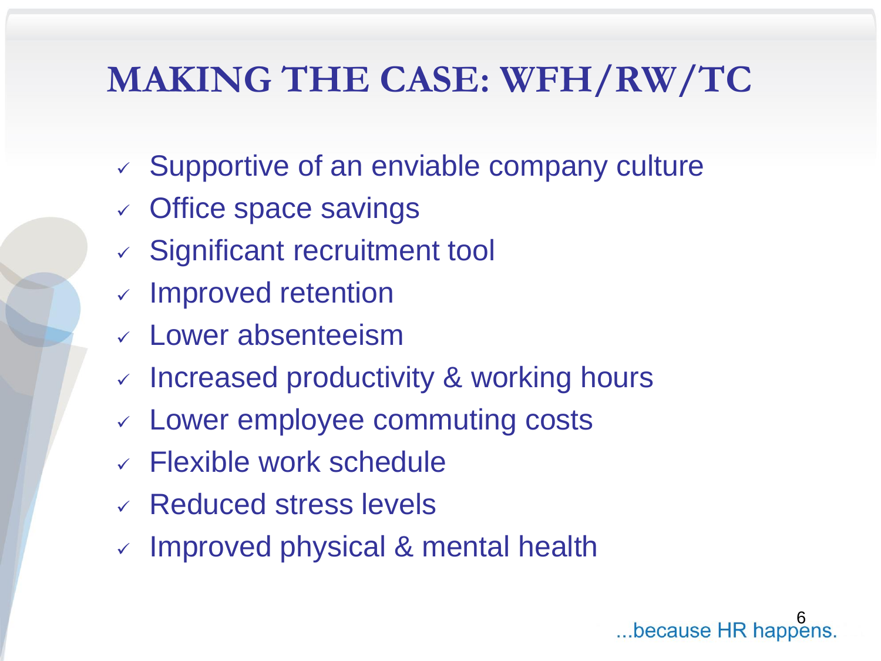# MAKING THE CASE: WFH/RW/TC

- ✓ Supportive of an enviable company culture
- ✓ Office space savings
- ✓ Significant recruitment tool
- ✓ Improved retention
- ✓ Lower absenteeism
- ✓ Increased productivity & working hours
- ✓ Lower employee commuting costs
- ✓ Flexible work schedule
- ✓ Reduced stress levels
- ✓ Improved physical & mental health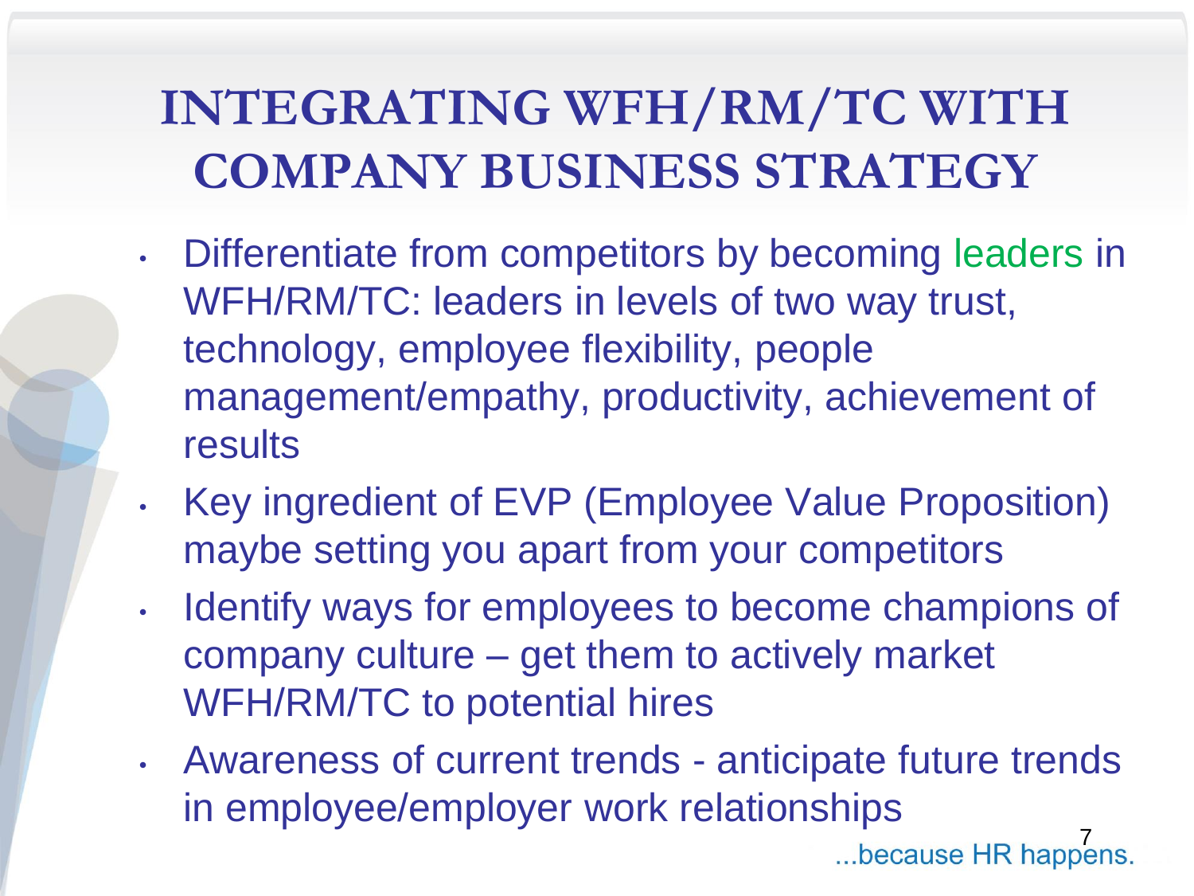# INTEGRATING WFH/RM/TC WITH COMPANY BUSINESS STRATEGY

- Differentiate from competitors by becoming leaders in WFH/RM/TC: leaders in levels of two way trust, technology, employee flexibility, people management/empathy, productivity, achievement of results
- Key ingredient of EVP (Employee Value Proposition) maybe setting you apart from your competitors
- Identify ways for employees to become champions of company culture – get them to actively market WFH/RM/TC to potential hires
- Awareness of current trends - anticipate future trends in employee/employer work relationships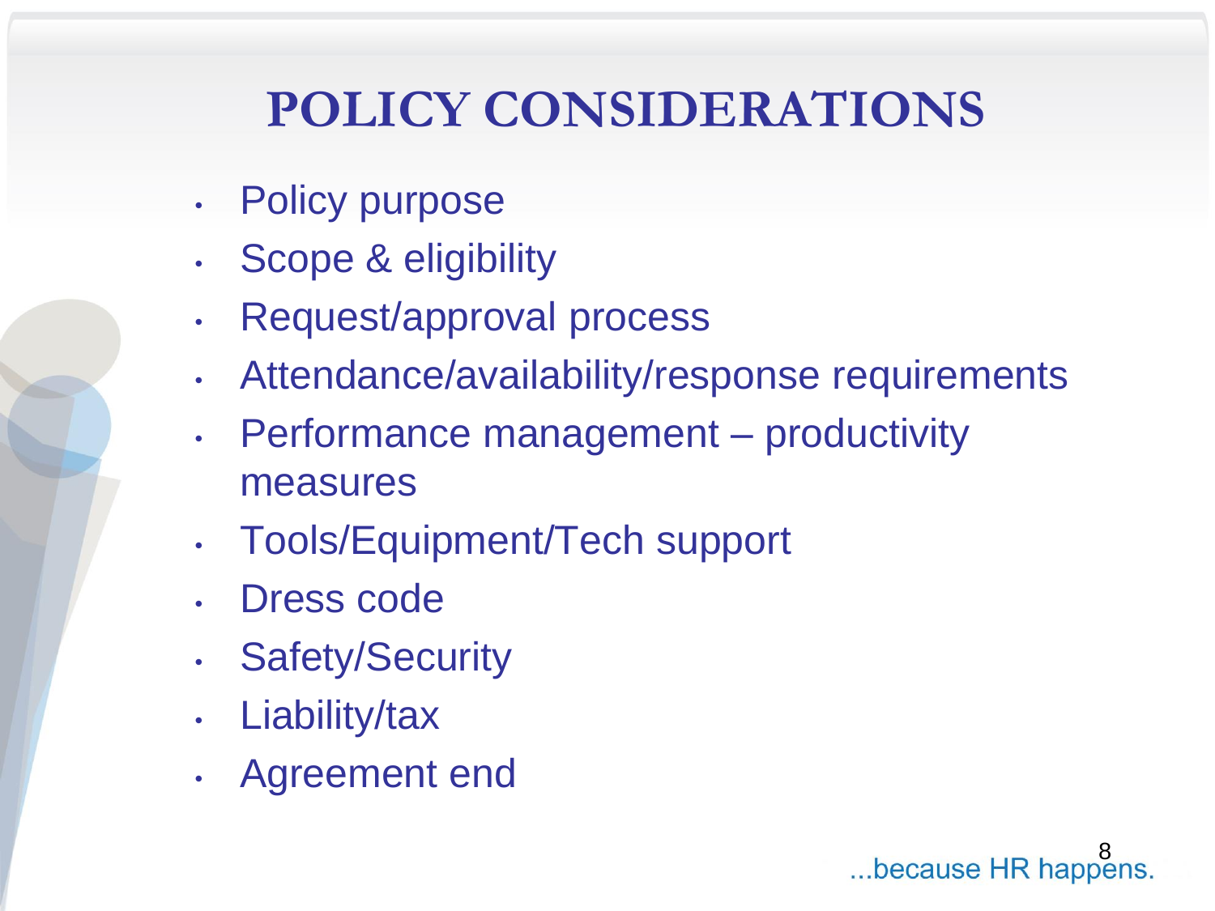# POLICY CONSIDERATIONS

- Policy purpose
- Scope & eligibility
- Request/approval process
- Attendance/availability/response requirements
- Performance management – productivity measures
- Tools/Equipment/Tech support
- Dress code
- Safety/Security
- Liability/tax
- Agreement end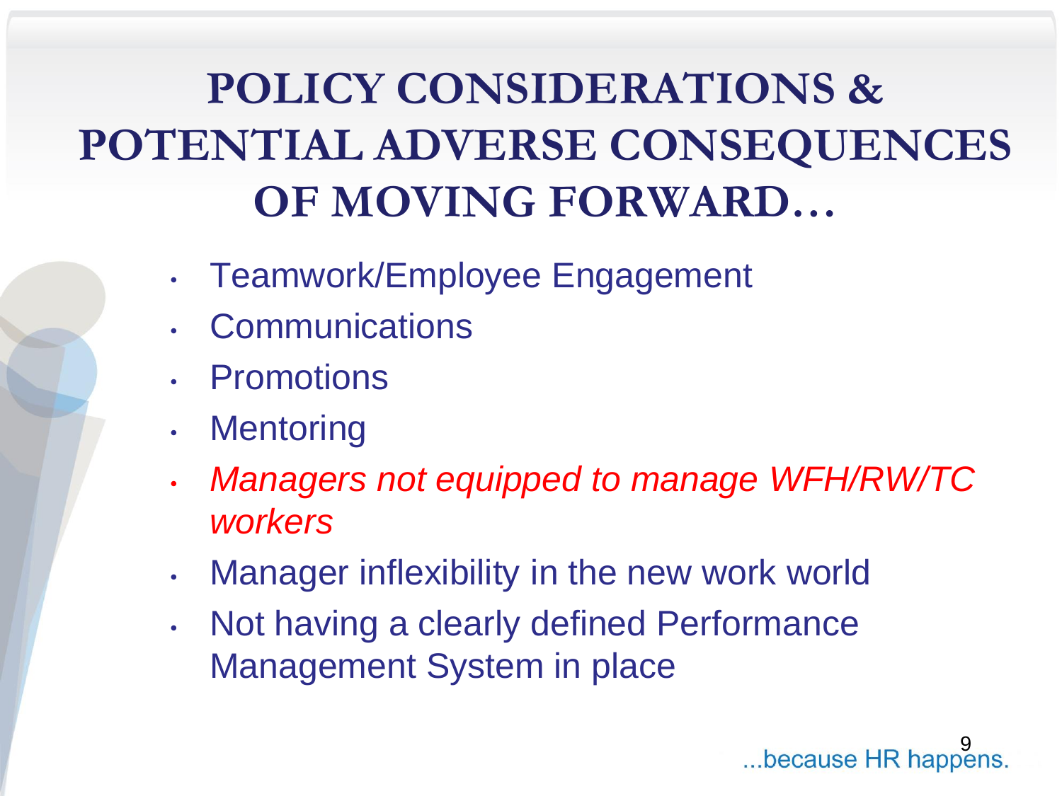# POLICY CONSIDERATIONS & POTENTIAL ADVERSE CONSEQUENCES OF MOVING FORWARD…

- Teamwork/Employee Engagement
- Communications
- Promotions
- Mentoring
- *Managers not equipped to manage WFH/RW/TC workers*
- Manager inflexibility in the new work world
- Not having a clearly defined Performance Management System in place

...because HR happens.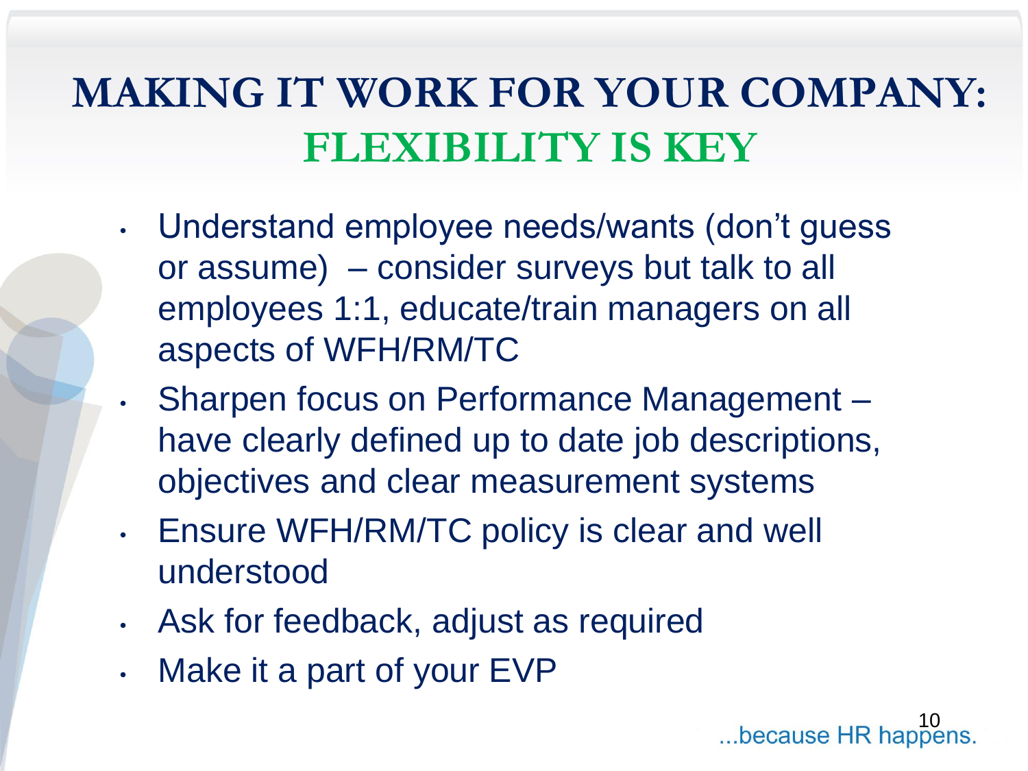# MAKING IT WORK FOR YOUR COMPANY: FLEXIBILITY IS KEY

- Understand employee needs/wants (don't guess or assume) – consider surveys but talk to all employees 1:1, educate/train managers on all aspects of WFH/RM/TC
- Sharpen focus on Performance Management – have clearly defined up to date job descriptions, objectives and clear measurement systems
- Ensure WFH/RM/TC policy is clear and well understood
- Ask for feedback, adjust as required
- Make it a part of your EVP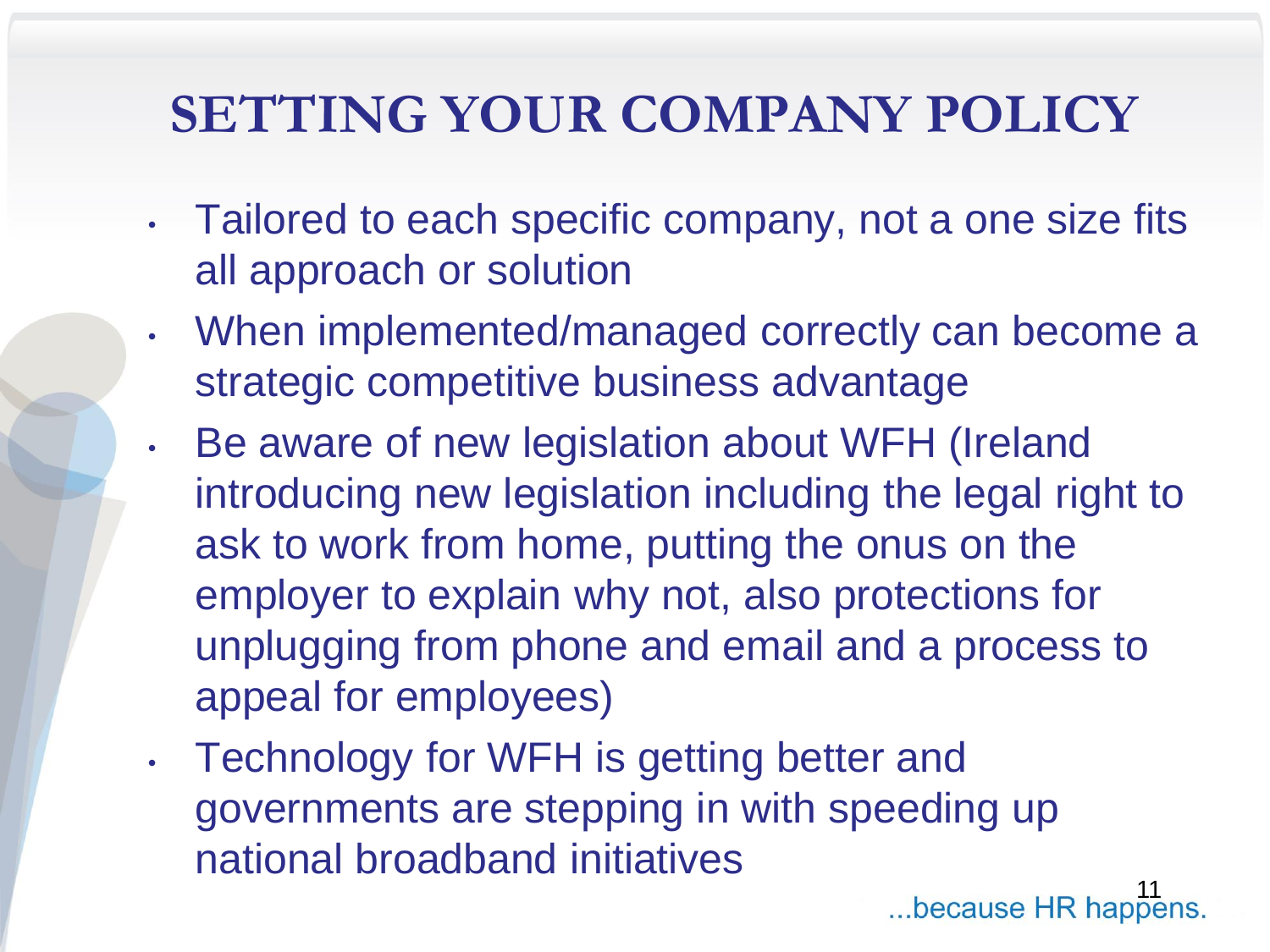# SETTING YOUR COMPANY POLICY

- Tailored to each specific company, not a one size fits all approach or solution
- When implemented/managed correctly can become a strategic competitive business advantage
- Be aware of new legislation about WFH (Ireland introducing new legislation including the legal right to ask to work from home, putting the onus on the employer to explain why not, also protections for unplugging from phone and email and a process to appeal for employees)
- Technology for WFH is getting better and governments are stepping in with speeding up national broadband initiatives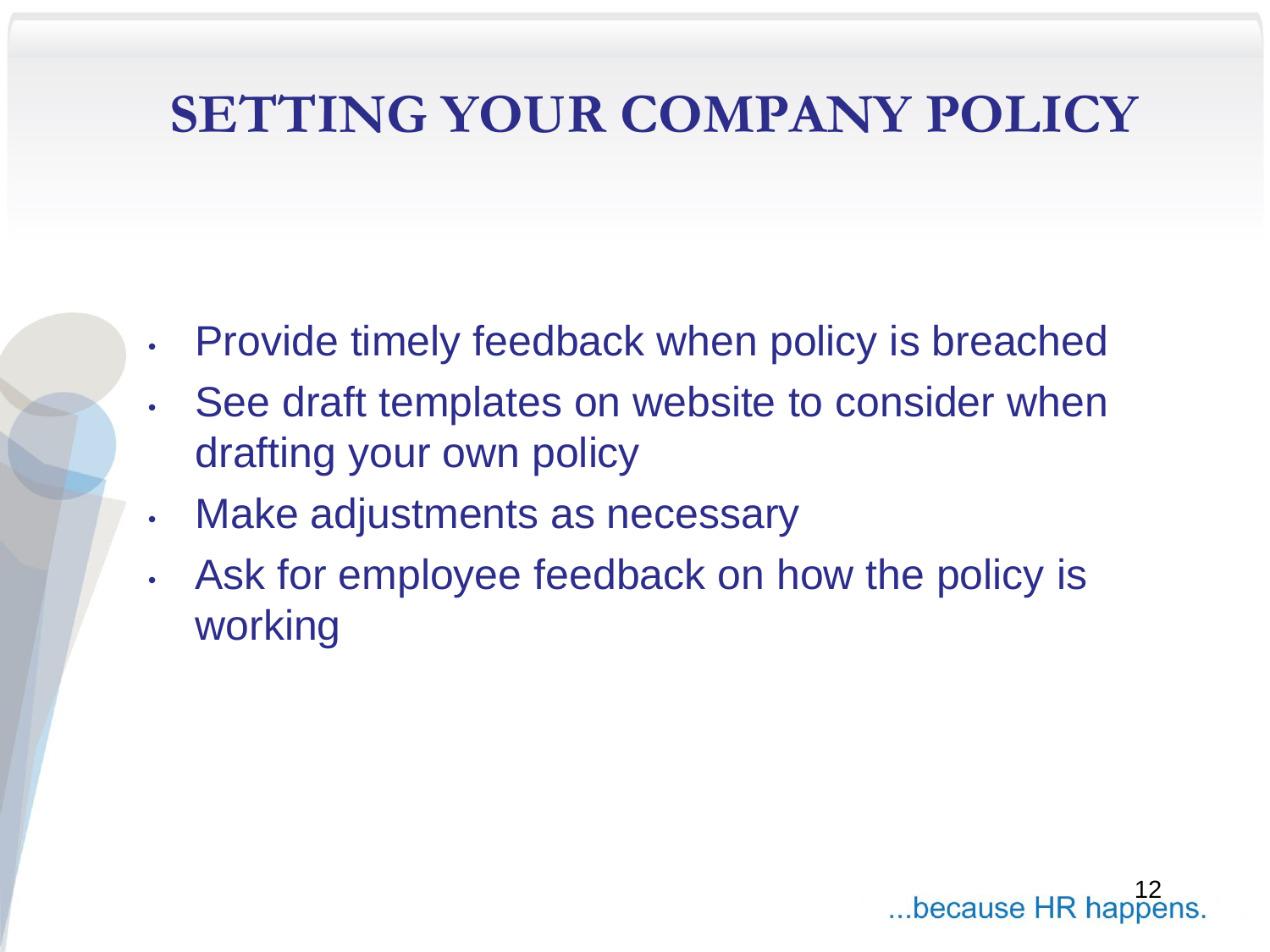# SETTING YOUR COMPANY POLICY

- Provide timely feedback when policy is breached
- See draft templates on website to consider when drafting your own policy
- Make adjustments as necessary
- Ask for employee feedback on how the policy is working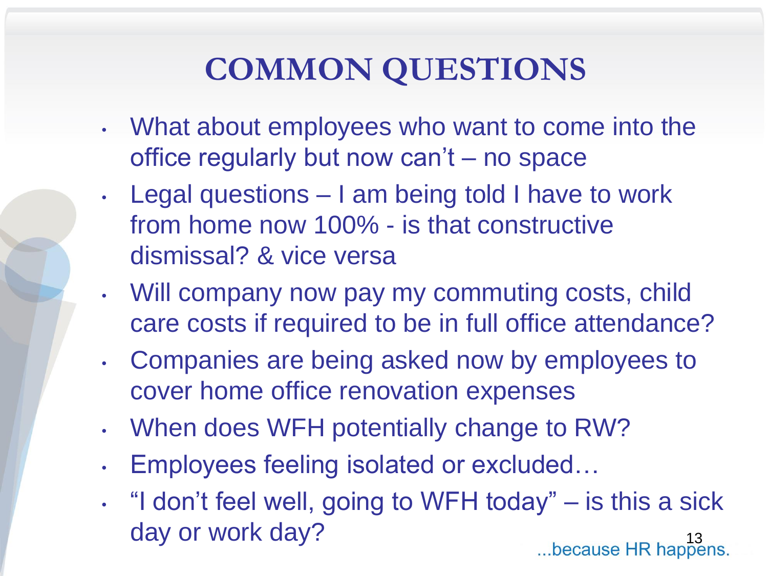# COMMON QUESTIONS

- What about employees who want to come into the office regularly but now can't – no space
- Legal questions – I am being told I have to work from home now 100% - is that constructive dismissal? & vice versa
- Will company now pay my commuting costs, child care costs if required to be in full office attendance?
- Companies are being asked now by employees to cover home office renovation expenses
- When does WFH potentially change to RW?
- Employees feeling isolated or excluded…
- "I don't feel well, going to WFH today" – is this a sick day or work day?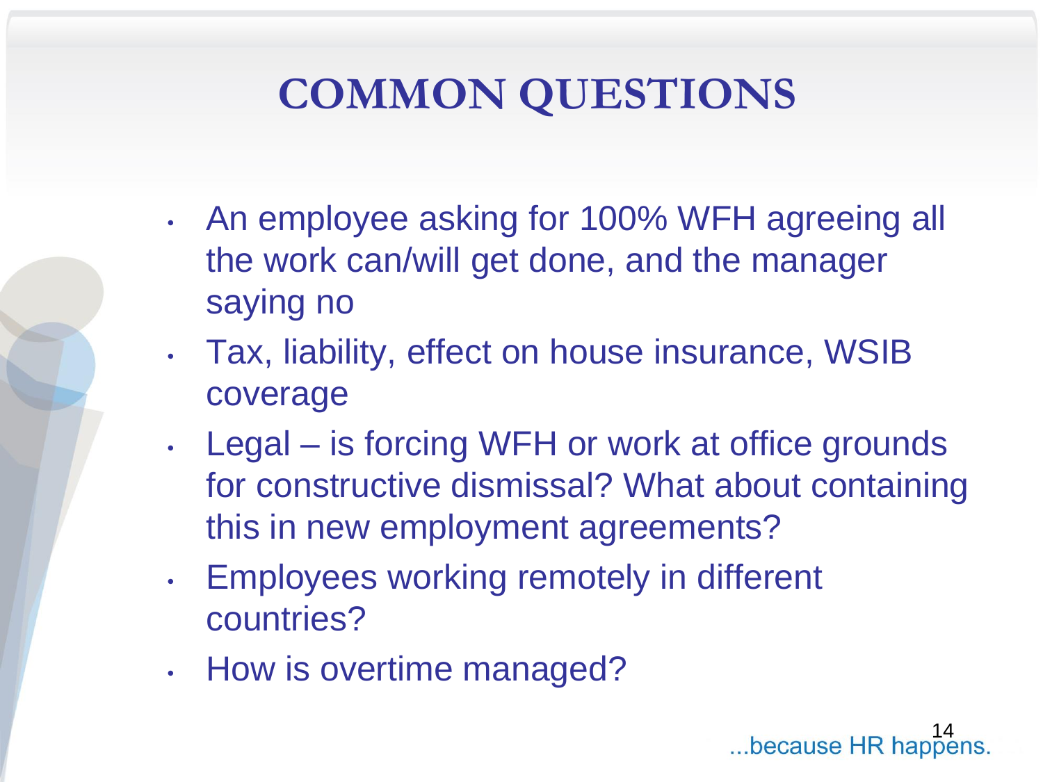# COMMON QUESTIONS

- An employee asking for 100% WFH agreeing all the work can/will get done, and the manager saying no
- Tax, liability, effect on house insurance, WSIB coverage
- Legal – is forcing WFH or work at office grounds for constructive dismissal? What about containing this in new employment agreements?
- Employees working remotely in different countries?
- How is overtime managed?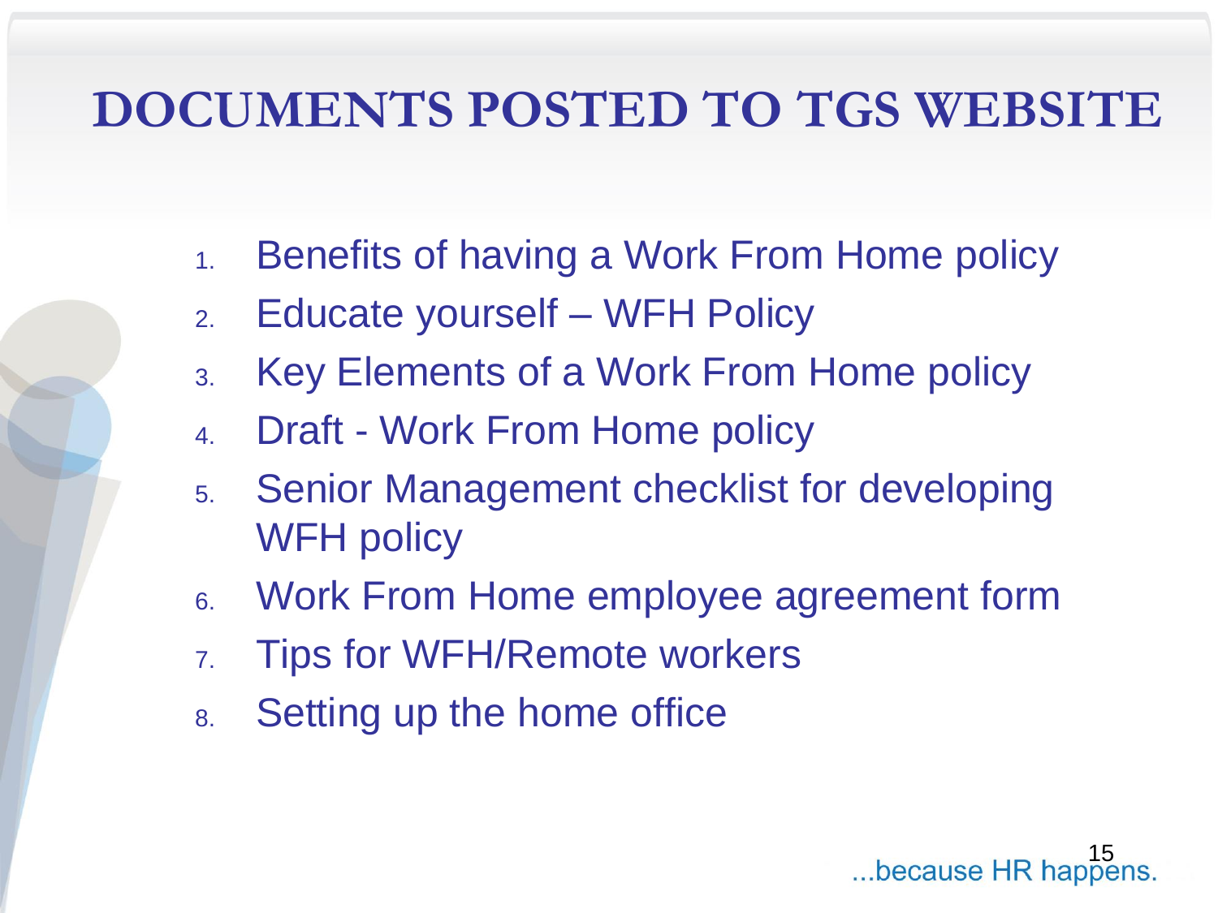# DOCUMENTS POSTED TO TGS WEBSITE

1. Benefits of having a Work From Home policy
2. Educate yourself – WFH Policy
3. Key Elements of a Work From Home policy
4. Draft - Work From Home policy
5. Senior Management checklist for developing WFH policy
6. Work From Home employee agreement form
7. Tips for WFH/Remote workers
8. Setting up the home office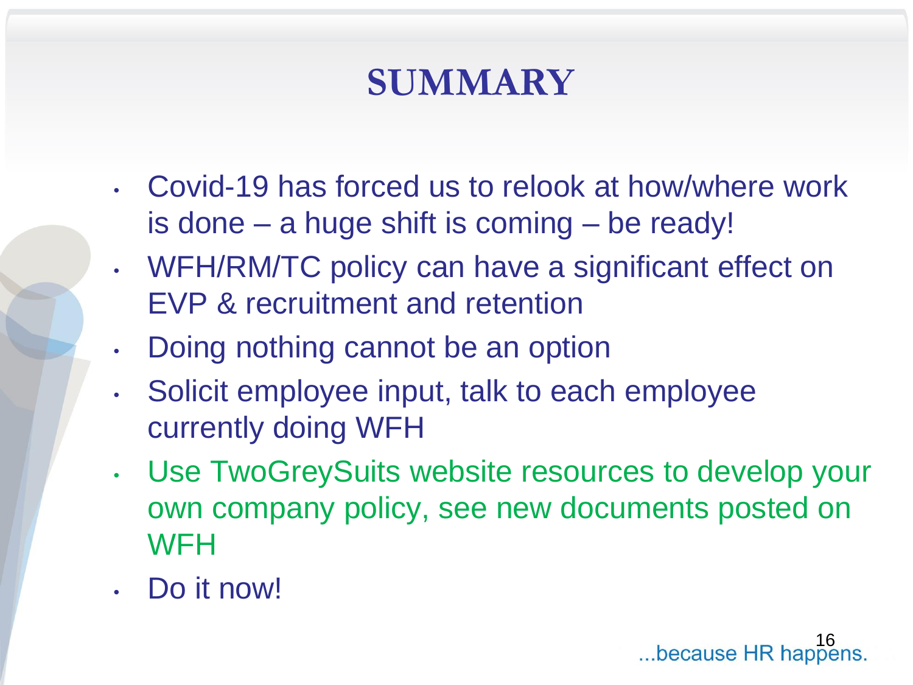# SUMMARY

- Covid-19 has forced us to relook at how/where work is done – a huge shift is coming – be ready!
- WFH/RM/TC policy can have a significant effect on EVP & recruitment and retention
- Doing nothing cannot be an option
- Solicit employee input, talk to each employee currently doing WFH
- Use TwoGreySuits website resources to develop your own company policy, see new documents posted on WFH
- Do it now!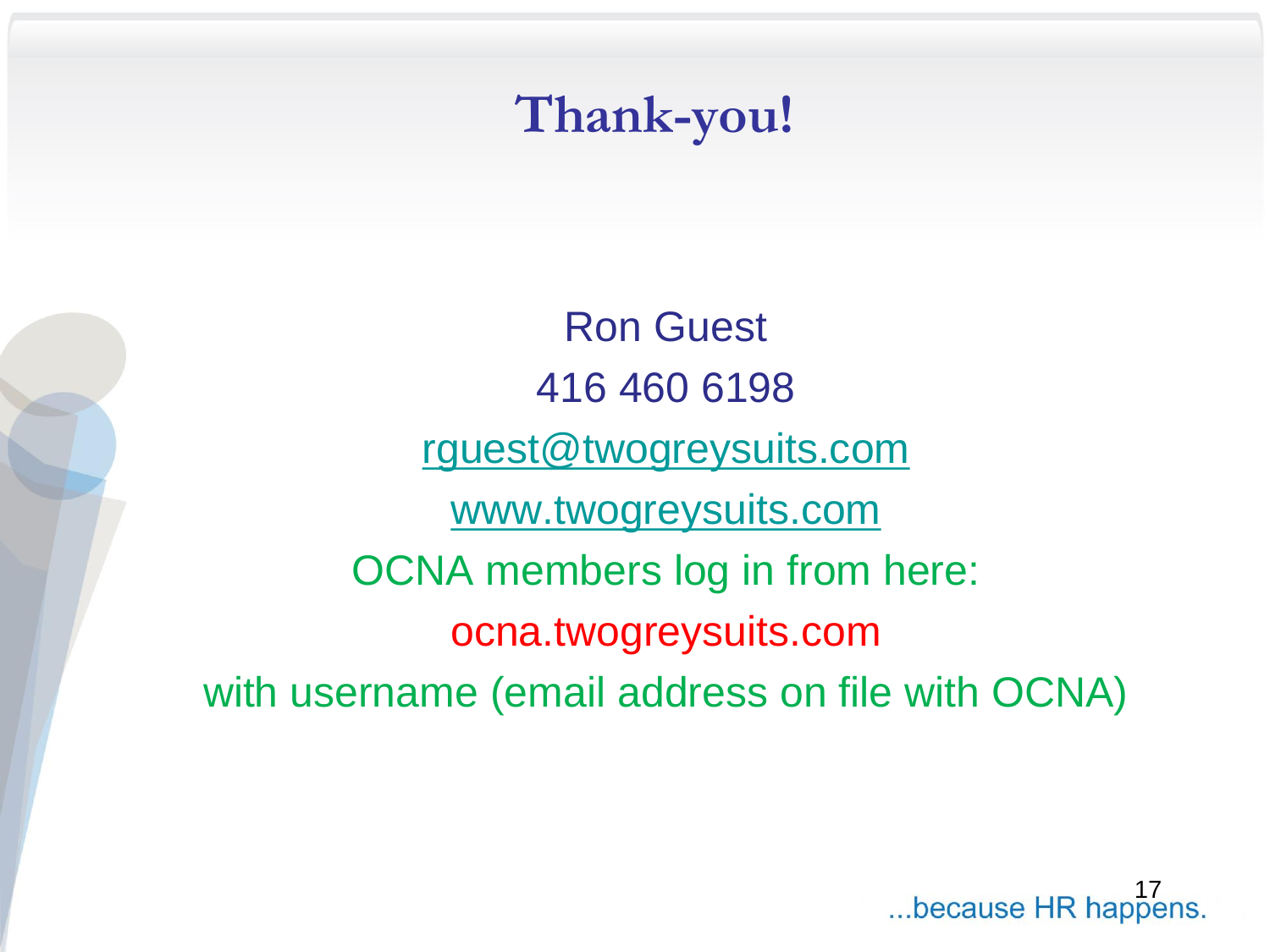# Thank-you!

Ron Guest

416 460 6198

rguest@twogreysuits.com

www.twogreysuits.com

OCNA members log in from here:

ocna.twogreysuits.com

with username (email address on file with OCNA)

...because HR happens.